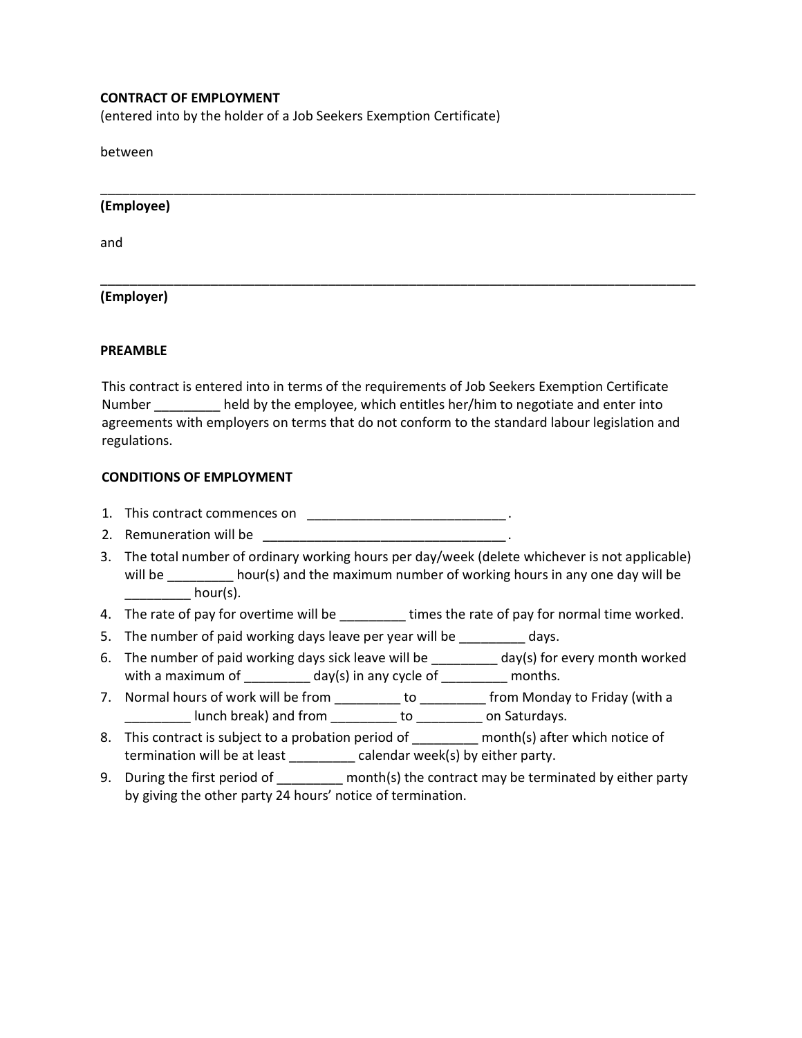**CONTRACT OF EMPLOYMENT**
(entered into by the holder of a Job Seekers Exemption Certificate)

between

___________________________________________________________________________

**(Employee)**

and

___________________________________________________________________________

**(Employer)**

**PREAMBLE**

This contract is entered into in terms of the requirements of Job Seekers Exemption Certificate Number _________ held by the employee, which entitles her/him to negotiate and enter into agreements with employers on terms that do not conform to the standard labour legislation and regulations.

**CONDITIONS OF EMPLOYMENT**

1. This contract commences on ___________________________ .
2. Remuneration will be _________________________________ .
3. The total number of ordinary working hours per day/week (delete whichever is not applicable) will be _________ hour(s) and the maximum number of working hours in any one day will be _________ hour(s).
4. The rate of pay for overtime will be _________ times the rate of pay for normal time worked.
5. The number of paid working days leave per year will be _________ days.
6. The number of paid working days sick leave will be _________ day(s) for every month worked with a maximum of _________ day(s) in any cycle of _________ months.
7. Normal hours of work will be from _________ to _________ from Monday to Friday (with a _________ lunch break) and from _________ to _________ on Saturdays.
8. This contract is subject to a probation period of _________ month(s) after which notice of termination will be at least _________ calendar week(s) by either party.
9. During the first period of _________ month(s) the contract may be terminated by either party by giving the other party 24 hours' notice of termination.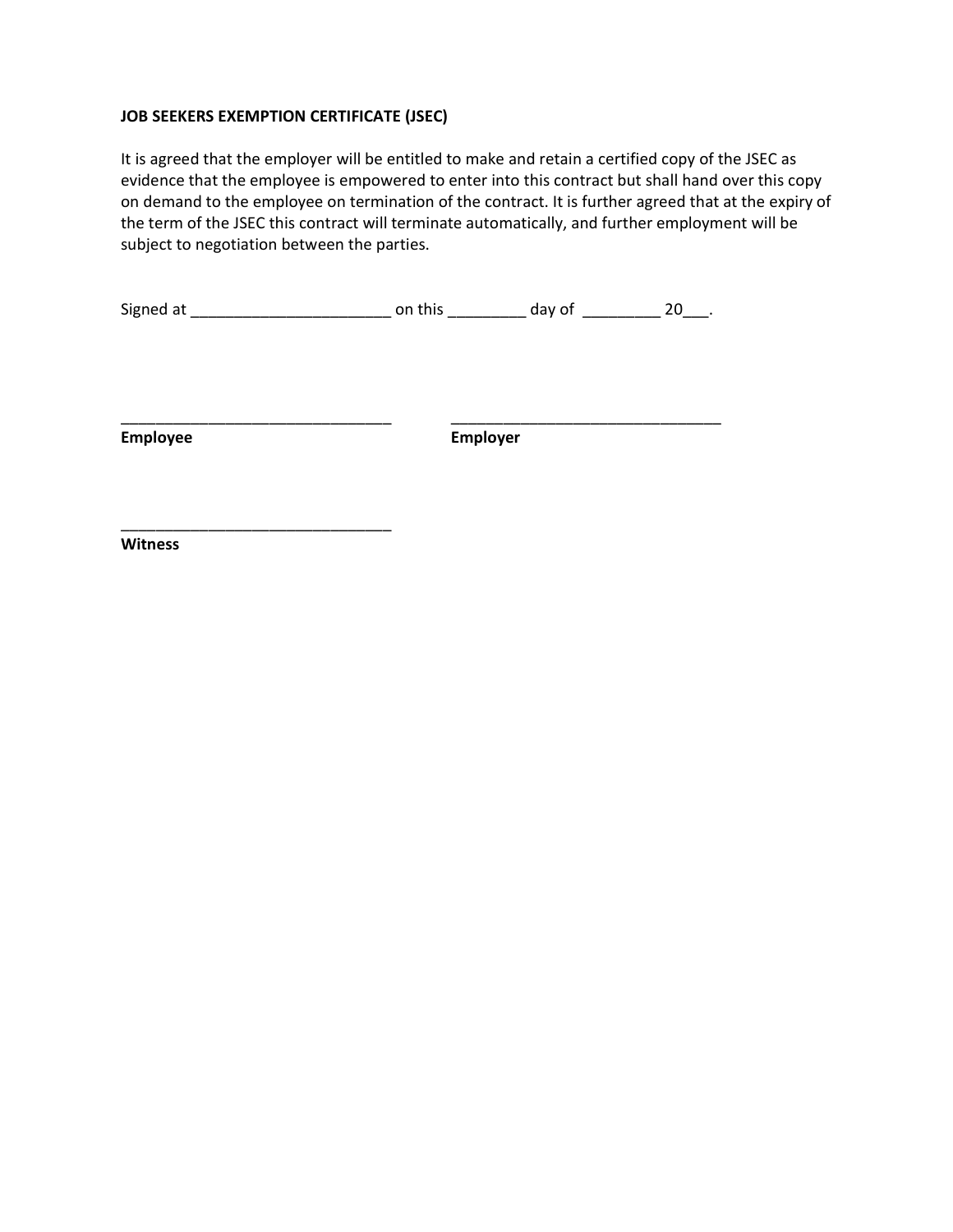**JOB SEEKERS EXEMPTION CERTIFICATE (JSEC)**

It is agreed that the employer will be entitled to make and retain a certified copy of the JSEC as evidence that the employee is empowered to enter into this contract but shall hand over this copy on demand to the employee on termination of the contract. It is further agreed that at the expiry of the term of the JSEC this contract will terminate automatically, and further employment will be subject to negotiation between the parties.

Signed at _______________________ on this _________ day of _________ 20___.

_______________________________ _______________________________

**Employee** **Employer**

_______________________________

**Witness**